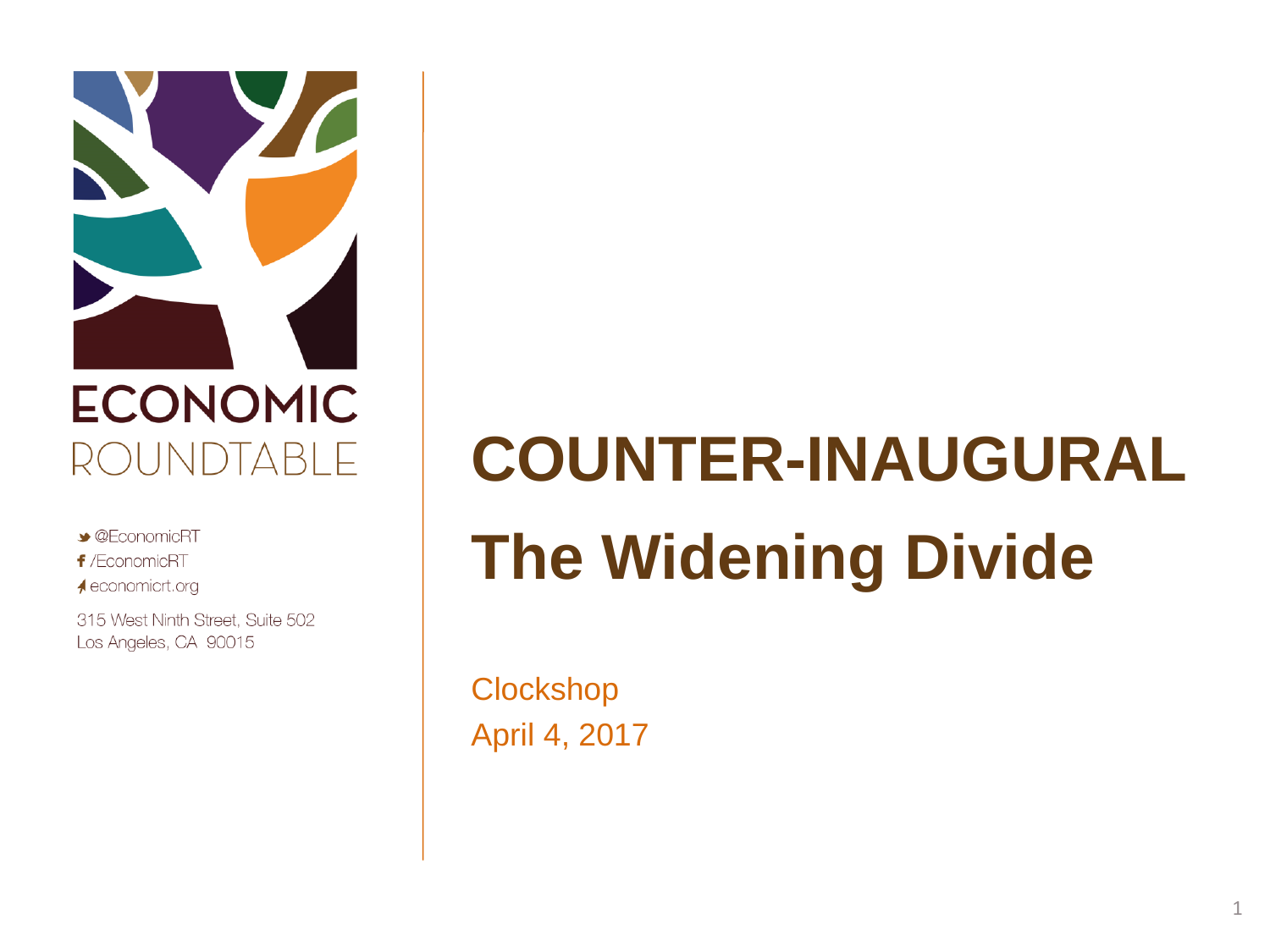ECONOMIC ROUNDTABLE

@EconomicRT
/EconomicRT
economicrt.org

315 West Ninth Street, Suite 502
Los Angeles, CA 90015

# COUNTER-INAUGURAL

# The Widening Divide

Clockshop
April 4, 2017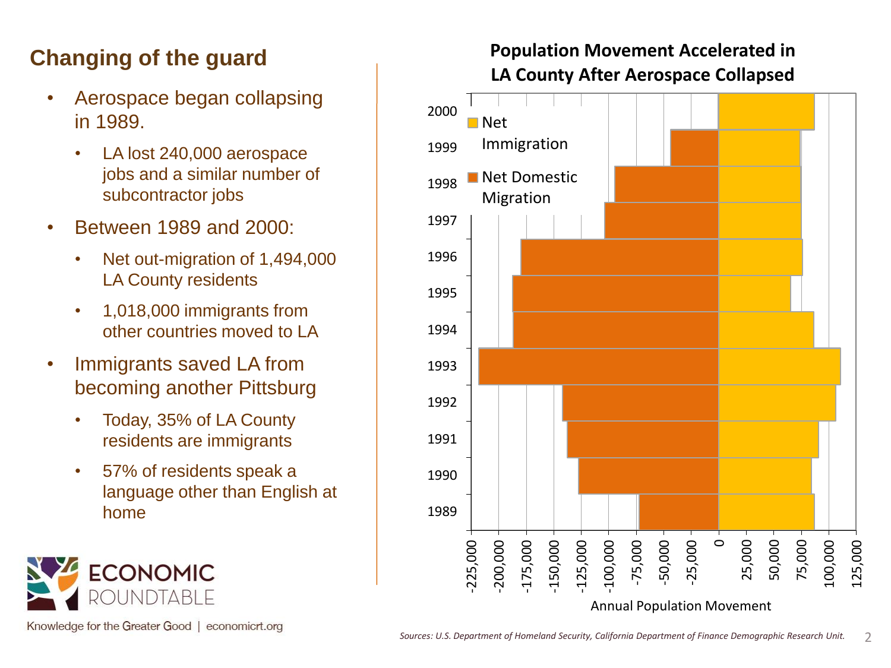## Changing of the guard

- Aerospace began collapsing in 1989.
  - LA lost 240,000 aerospace jobs and a similar number of subcontractor jobs
- Between 1989 and 2000:
  - Net out-migration of 1,494,000 LA County residents
  - 1,018,000 immigrants from other countries moved to LA
- Immigrants saved LA from becoming another Pittsburg
  - Today, 35% of LA County residents are immigrants
  - 57% of residents speak a language other than English at home

**Population Movement Accelerated in LA County After Aerospace Collapsed**

Legend: Net Immigration; Net Domestic Migration

Years: 2000, 1999, 1998, 1997, 1996, 1995, 1994, 1993, 1992, 1991, 1990, 1989

Annual Population Movement: -225,000, -200,000, -175,000, -150,000, -125,000, -100,000, -75,000, -50,000, -25,000, 0, 25,000, 50,000, 75,000, 100,000, 125,000

*Sources: U.S. Department of Homeland Security, California Department of Finance Demographic Research Unit.*

ECONOMIC ROUNDTABLE

Knowledge for the Greater Good | economicrt.org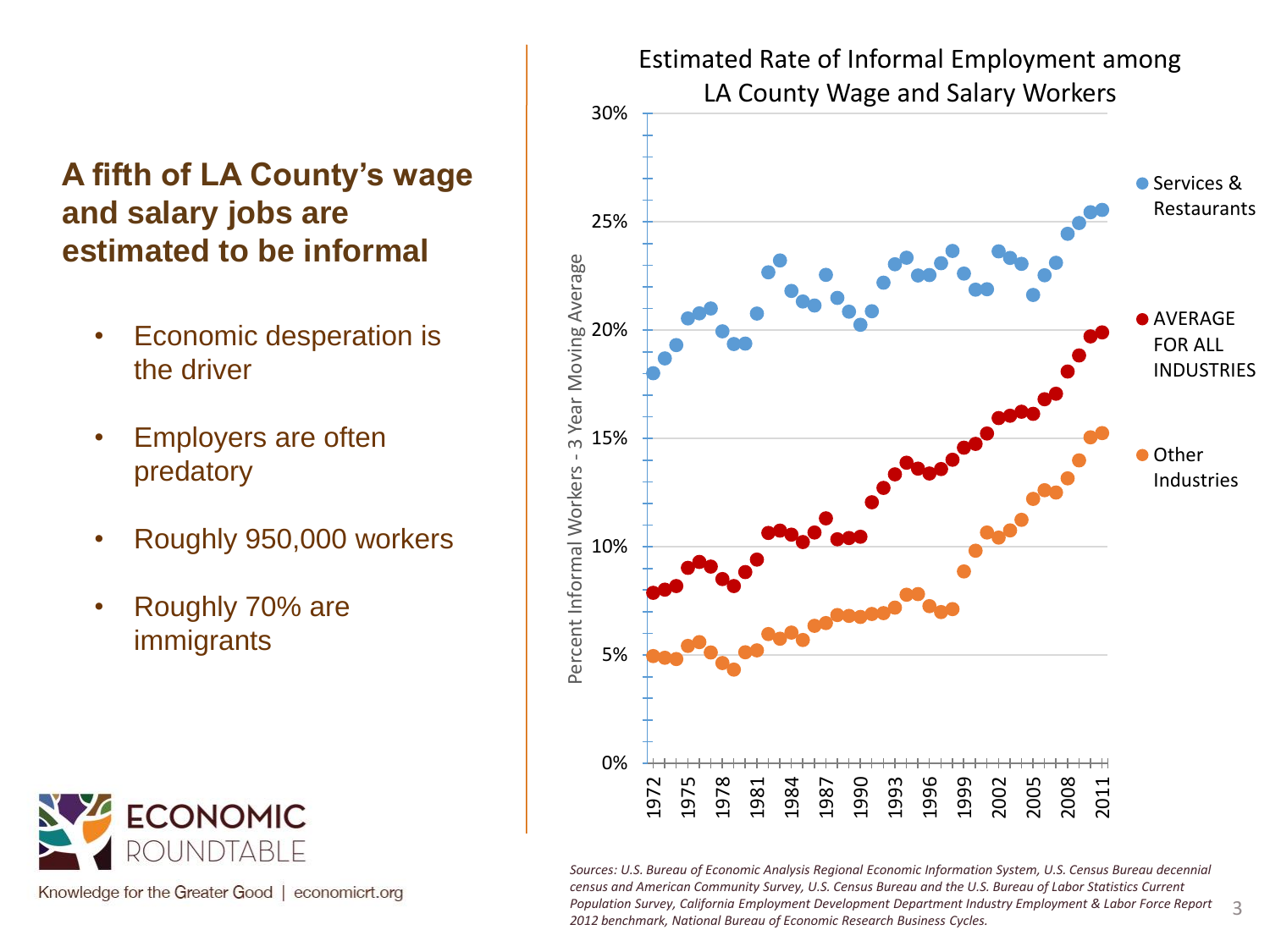# A fifth of LA County's wage and salary jobs are estimated to be informal

- Economic desperation is the driver
- Employers are often predatory
- Roughly 950,000 workers
- Roughly 70% are immigrants

ECONOMIC ROUNDTABLE

Knowledge for the Greater Good | economicrt.org

Estimated Rate of Informal Employment among LA County Wage and Salary Workers

*Sources: U.S. Bureau of Economic Analysis Regional Economic Information System, U.S. Census Bureau decennial census and American Community Survey, U.S. Census Bureau and the U.S. Bureau of Labor Statistics Current Population Survey, California Employment Development Department Industry Employment & Labor Force Report 2012 benchmark, National Bureau of Economic Research Business Cycles.*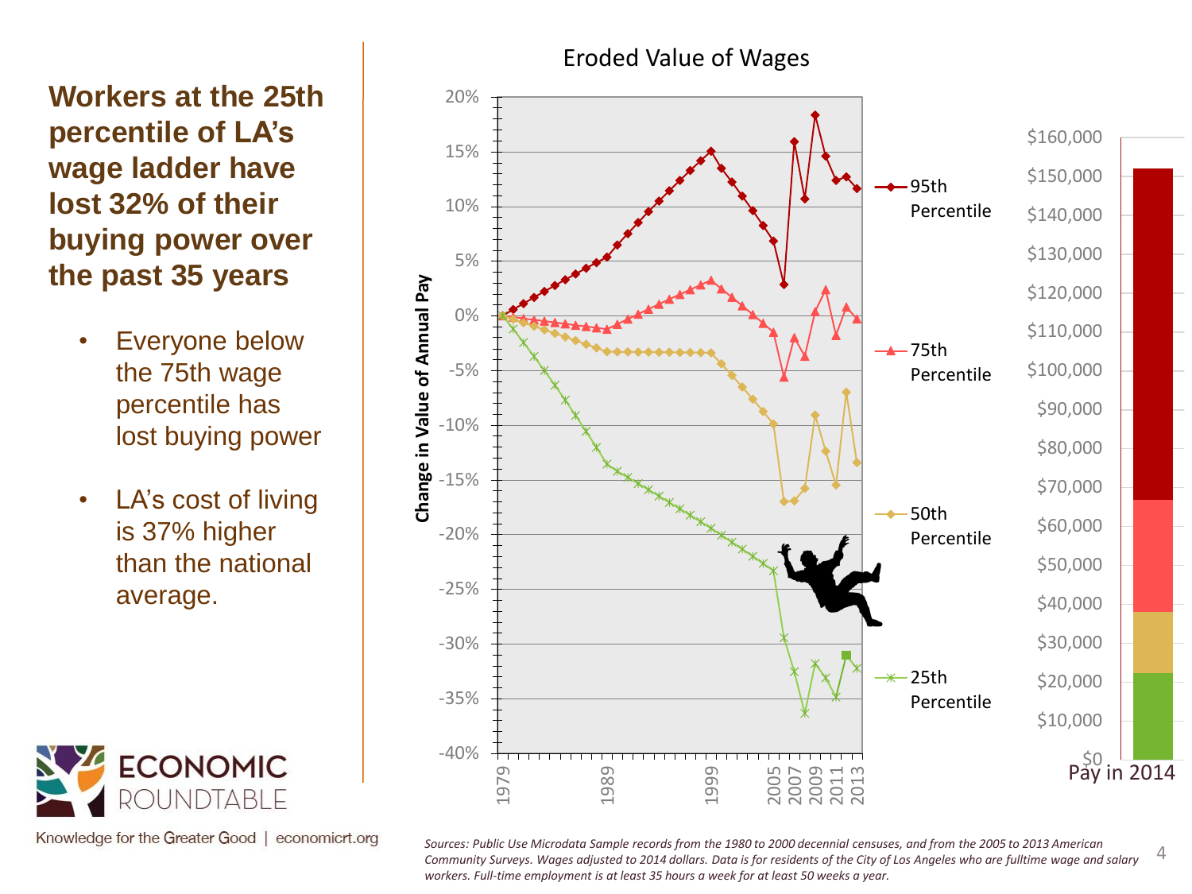## Workers at the 25th percentile of LA's wage ladder have lost 32% of their buying power over the past 35 years

- Everyone below the 75th wage percentile has lost buying power
- LA's cost of living is 37% higher than the national average.

**Eroded Value of Wages**

Change in Value of Annual Pay (1979–2013): 95th Percentile, 75th Percentile, 50th Percentile, 25th Percentile

Pay in 2014

ECONOMIC ROUNDTABLE

Knowledge for the Greater Good | economicrt.org

*Sources: Public Use Microdata Sample records from the 1980 to 2000 decennial censuses, and from the 2005 to 2013 American Community Surveys. Wages adjusted to 2014 dollars. Data is for residents of the City of Los Angeles who are fulltime wage and salary workers. Full-time employment is at least 35 hours a week for at least 50 weeks a year.*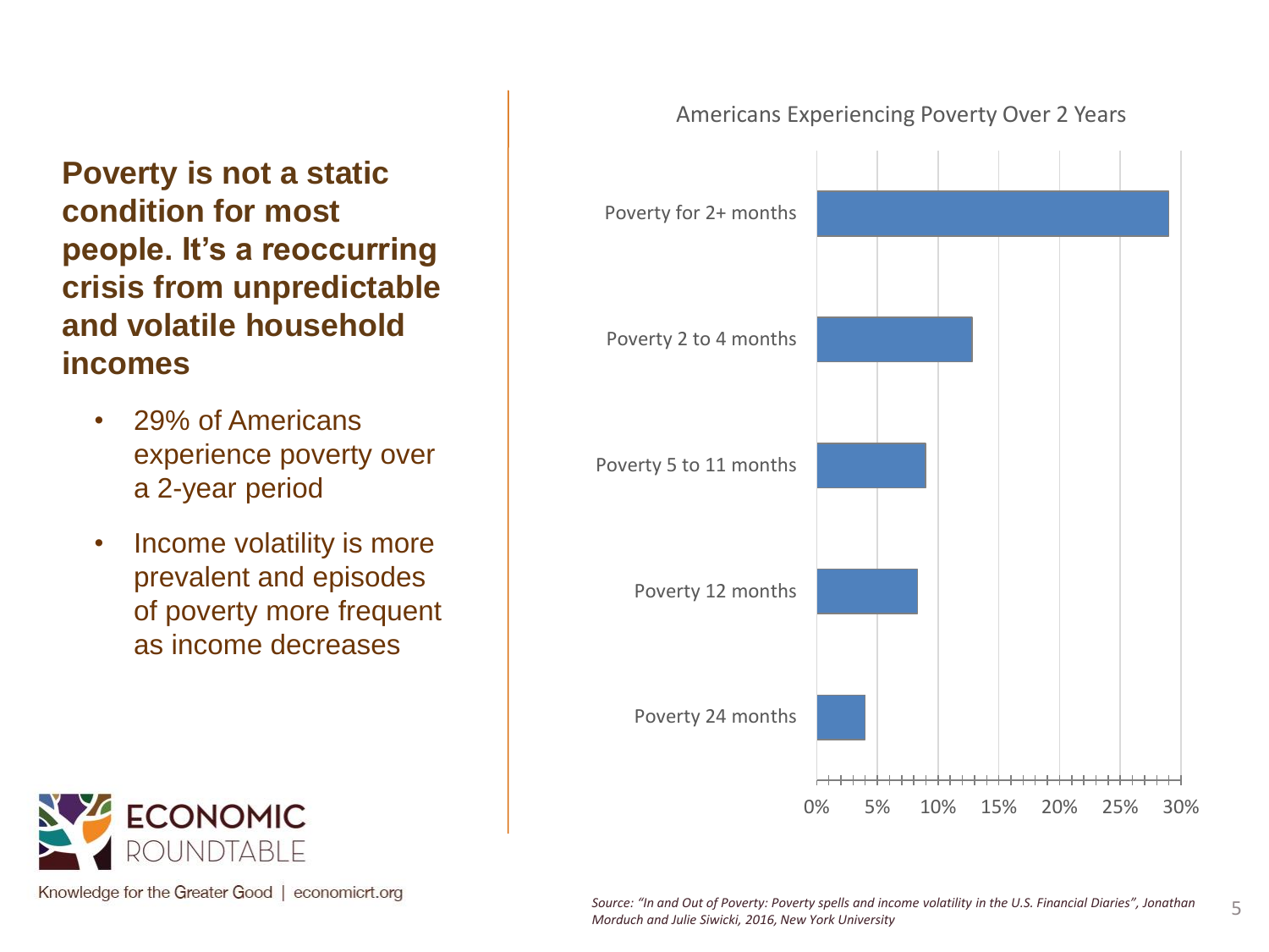## Poverty is not a static condition for most people. It's a reoccurring crisis from unpredictable and volatile household incomes

- 29% of Americans experience poverty over a 2-year period
- Income volatility is more prevalent and episodes of poverty more frequent as income decreases

Americans Experiencing Poverty Over 2 Years

| Category | Approximate share |
| --- | --- |
| Poverty for 2+ months | ~29% |
| Poverty 2 to 4 months | ~13% |
| Poverty 5 to 11 months | ~9% |
| Poverty 12 months | ~8% |
| Poverty 24 months | ~4% |

*Source: "In and Out of Poverty: Poverty spells and income volatility in the U.S. Financial Diaries", Jonathan Morduch and Julie Siwicki, 2016, New York University*

Knowledge for the Greater Good | economicrt.org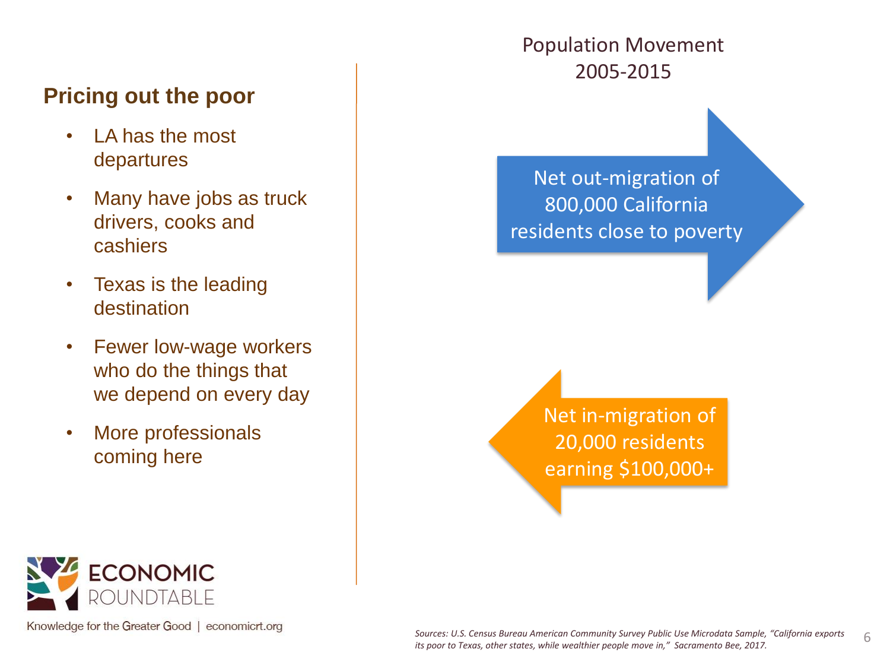## Pricing out the poor

- LA has the most departures
- Many have jobs as truck drivers, cooks and cashiers
- Texas is the leading destination
- Fewer low-wage workers who do the things that we depend on every day
- More professionals coming here

Population Movement 2005-2015

Net out-migration of 800,000 California residents close to poverty

Net in-migration of 20,000 residents earning $100,000+

ECONOMIC ROUNDTABLE

Knowledge for the Greater Good | economicrt.org

*Sources: U.S. Census Bureau American Community Survey Public Use Microdata Sample, "California exports its poor to Texas, other states, while wealthier people move in," Sacramento Bee, 2017.*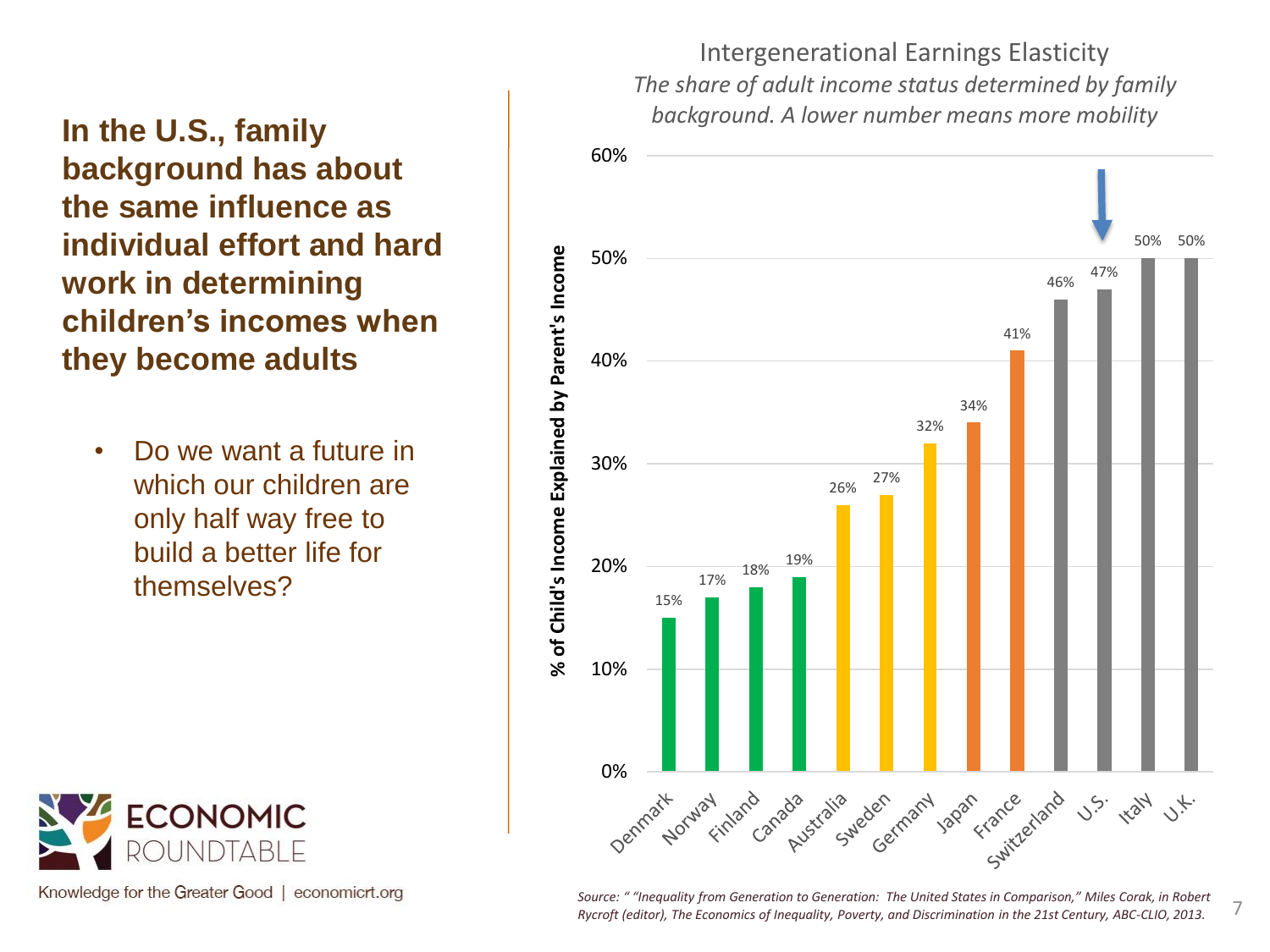**In the U.S., family background has about the same influence as individual effort and hard work in determining children's incomes when they become adults**

- Do we want a future in which our children are only half way free to build a better life for themselves?

## Intergenerational Earnings Elasticity

*The share of adult income status determined by family background. A lower number means more mobility*

| Country | % of Child's Income Explained by Parent's Income |
|---|---|
| Denmark | 15% |
| Norway | 17% |
| Finland | 18% |
| Canada | 19% |
| Australia | 26% |
| Sweden | 27% |
| Germany | 32% |
| Japan | 34% |
| France | 41% |
| Switzerland | 46% |
| U.S. | 47% |
| Italy | 50% |
| U.K. | 50% |

*Source: " "Inequality from Generation to Generation: The United States in Comparison," Miles Corak, in Robert Rycroft (editor), The Economics of Inequality, Poverty, and Discrimination in the 21st Century, ABC-CLIO, 2013.*

ECONOMIC ROUNDTABLE

Knowledge for the Greater Good | economicrt.org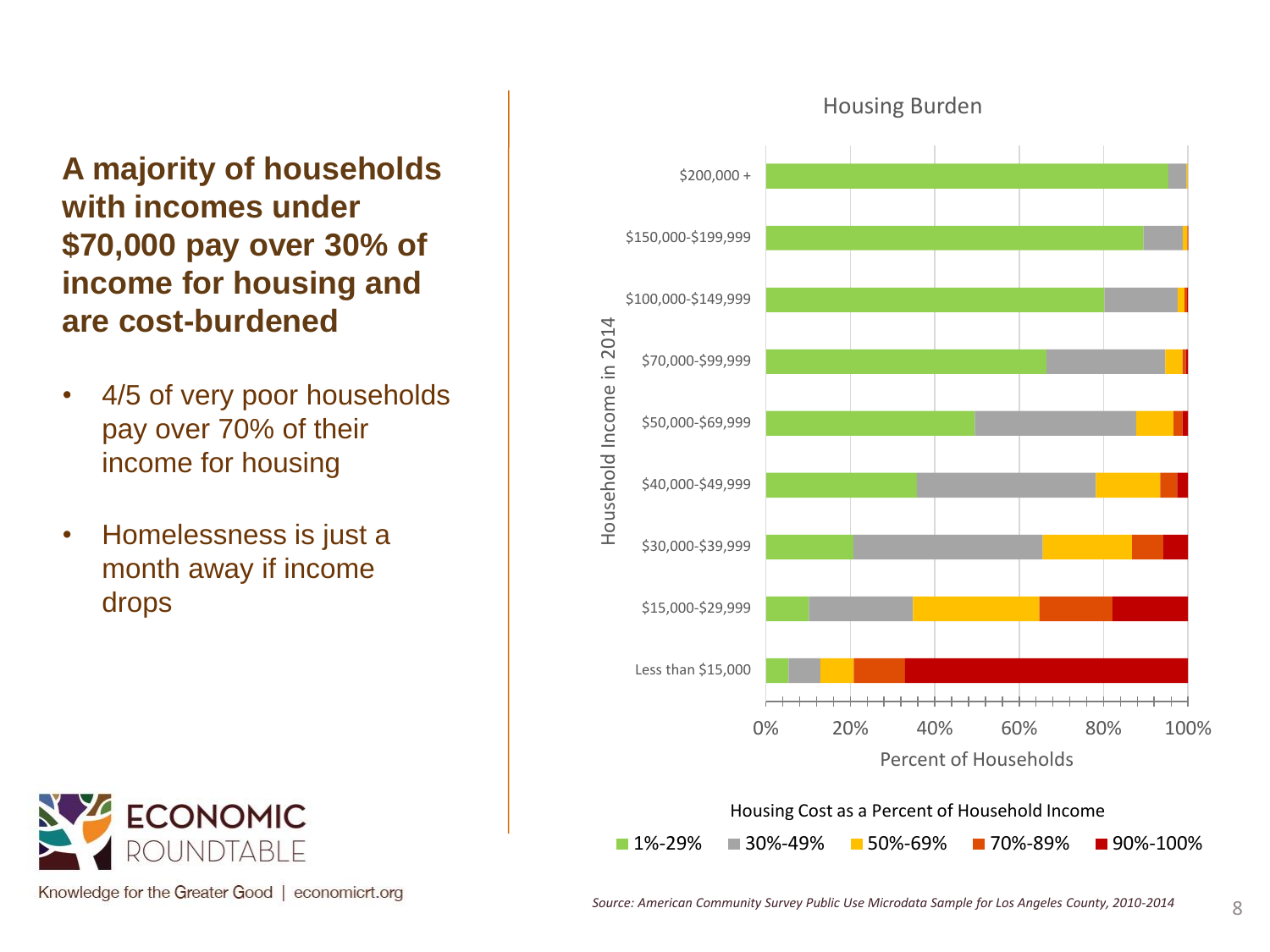## A majority of households with incomes under $70,000 pay over 30% of income for housing and are cost-burdened

- 4/5 of very poor households pay over 70% of their income for housing
- Homelessness is just a month away if income drops

**Housing Burden**

Household Income in 2014 (rows): $200,000 +; $150,000-$199,999; $100,000-$149,999; $70,000-$99,999; $50,000-$69,999; $40,000-$49,999; $30,000-$39,999; $15,000-$29,999; Less than $15,000

Percent of Households: 0% 20% 40% 60% 80% 100%

Housing Cost as a Percent of Household Income

1%-29% | 30%-49% | 50%-69% | 70%-89% | 90%-100%

*Source: American Community Survey Public Use Microdata Sample for Los Angeles County, 2010-2014*

ECONOMIC ROUNDTABLE

Knowledge for the Greater Good | economicrt.org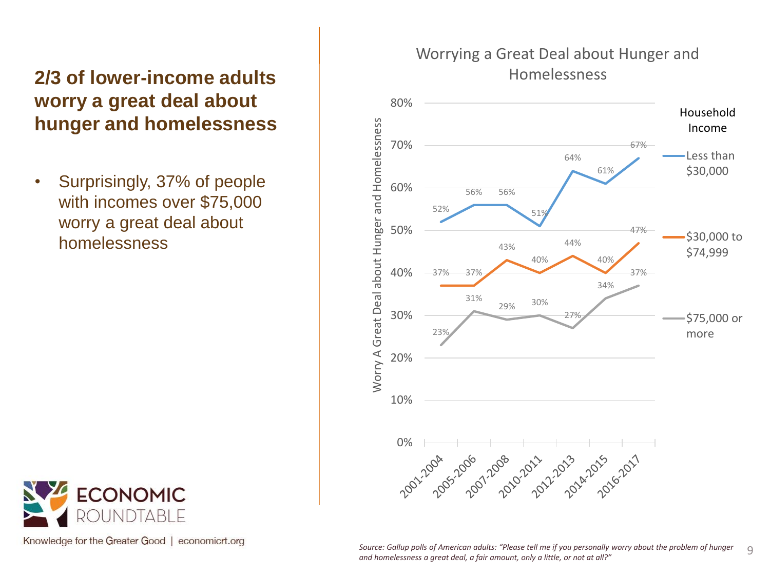## 2/3 of lower-income adults worry a great deal about hunger and homelessness

- Surprisingly, 37% of people with incomes over $75,000 worry a great deal about homelessness

### Worrying a Great Deal about Hunger and Homelessness

Worry A Great Deal about Hunger and Homelessness, by Household Income:

| Household Income | 2001-2004 | 2005-2006 | 2007-2008 | 2010-2011 | 2012-2013 | 2014-2015 | 2016-2017 |
|---|---|---|---|---|---|---|---|
| Less than $30,000 | 52% | 56% | 56% | 51% | 64% | 61% | 67% |
| $30,000 to $74,999 | 37% | 37% | 43% | 40% | 44% | 40% | 47% |
| $75,000 or more | 23% | 31% | 29% | 30% | 27% | 34% | 37% |

*Source: Gallup polls of American adults: "Please tell me if you personally worry about the problem of hunger and homelessness a great deal, a fair amount, only a little, or not at all?"*

ECONOMIC ROUNDTABLE

Knowledge for the Greater Good | economicrt.org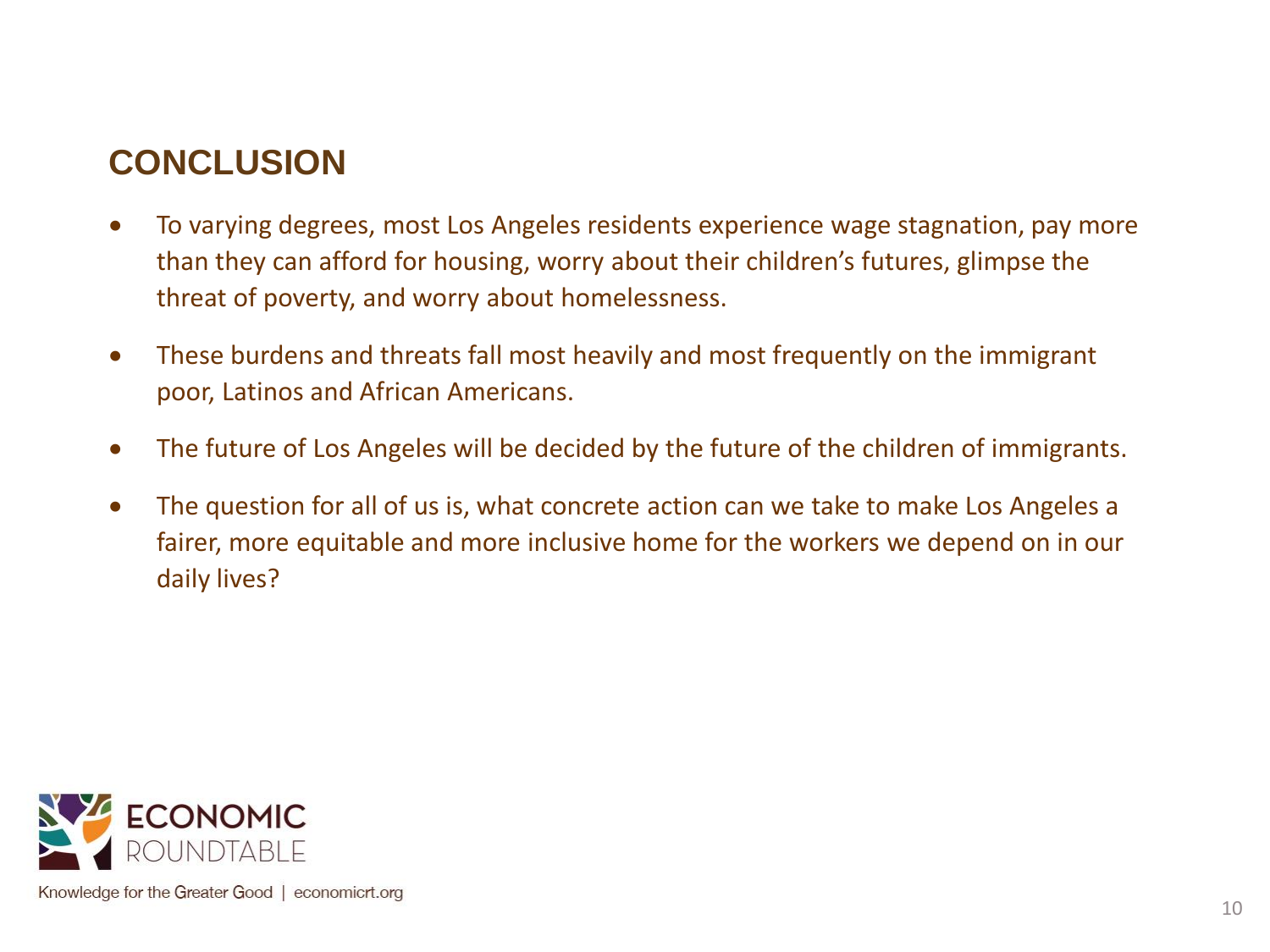## CONCLUSION

- To varying degrees, most Los Angeles residents experience wage stagnation, pay more than they can afford for housing, worry about their children's futures, glimpse the threat of poverty, and worry about homelessness.
- These burdens and threats fall most heavily and most frequently on the immigrant poor, Latinos and African Americans.
- The future of Los Angeles will be decided by the future of the children of immigrants.
- The question for all of us is, what concrete action can we take to make Los Angeles a fairer, more equitable and more inclusive home for the workers we depend on in our daily lives?

ECONOMIC ROUNDTABLE

Knowledge for the Greater Good | economicrt.org